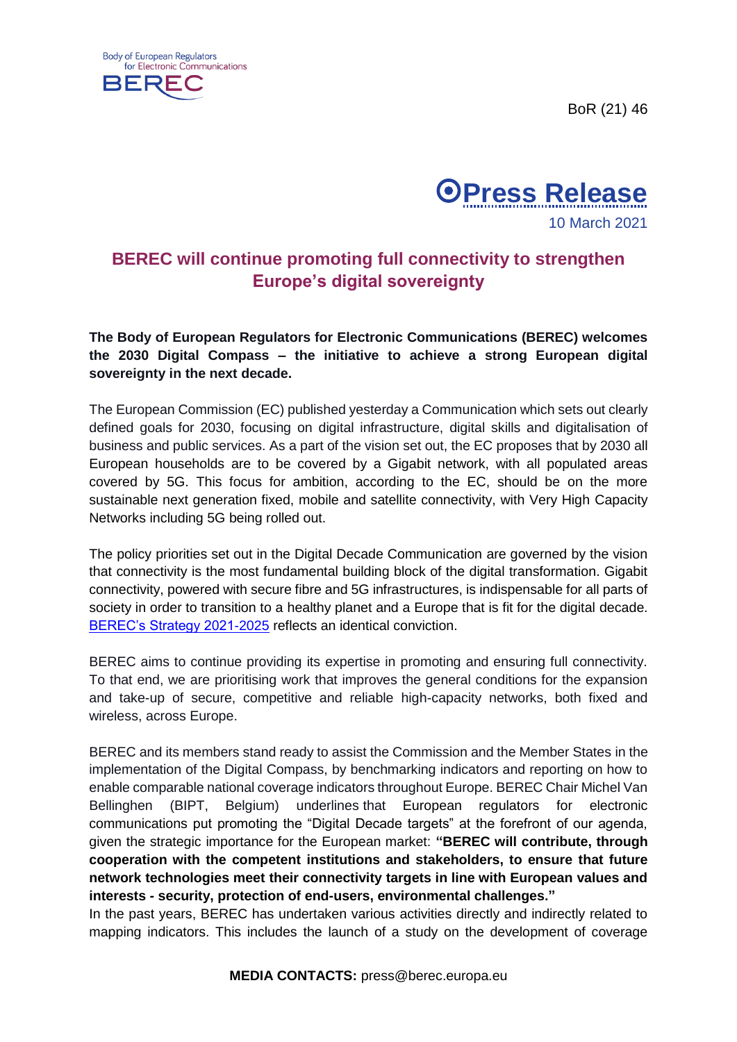Body of European Regulators for Electronic Communications

BEREC

BoR (21) 46

# Press Release

10 March 2021

## BEREC will continue promoting full connectivity to strengthen Europe's digital sovereignty

**The Body of European Regulators for Electronic Communications (BEREC) welcomes the 2030 Digital Compass – the initiative to achieve a strong European digital sovereignty in the next decade.**

The European Commission (EC) published yesterday a Communication which sets out clearly defined goals for 2030, focusing on digital infrastructure, digital skills and digitalisation of business and public services. As a part of the vision set out, the EC proposes that by 2030 all European households are to be covered by a Gigabit network, with all populated areas covered by 5G. This focus for ambition, according to the EC, should be on the more sustainable next generation fixed, mobile and satellite connectivity, with Very High Capacity Networks including 5G being rolled out.

The policy priorities set out in the Digital Decade Communication are governed by the vision that connectivity is the most fundamental building block of the digital transformation. Gigabit connectivity, powered with secure fibre and 5G infrastructures, is indispensable for all parts of society in order to transition to a healthy planet and a Europe that is fit for the digital decade. [BEREC's Strategy 2021-2025] reflects an identical conviction.

BEREC aims to continue providing its expertise in promoting and ensuring full connectivity. To that end, we are prioritising work that improves the general conditions for the expansion and take-up of secure, competitive and reliable high-capacity networks, both fixed and wireless, across Europe.

BEREC and its members stand ready to assist the Commission and the Member States in the implementation of the Digital Compass, by benchmarking indicators and reporting on how to enable comparable national coverage indicators throughout Europe. BEREC Chair Michel Van Bellinghen (BIPT, Belgium) underlines that European regulators for electronic communications put promoting the "Digital Decade targets" at the forefront of our agenda, given the strategic importance for the European market: **"BEREC will contribute, through cooperation with the competent institutions and stakeholders, to ensure that future network technologies meet their connectivity targets in line with European values and interests - security, protection of end-users, environmental challenges."**

In the past years, BEREC has undertaken various activities directly and indirectly related to mapping indicators. This includes the launch of a study on the development of coverage

**MEDIA CONTACTS:** press@berec.europa.eu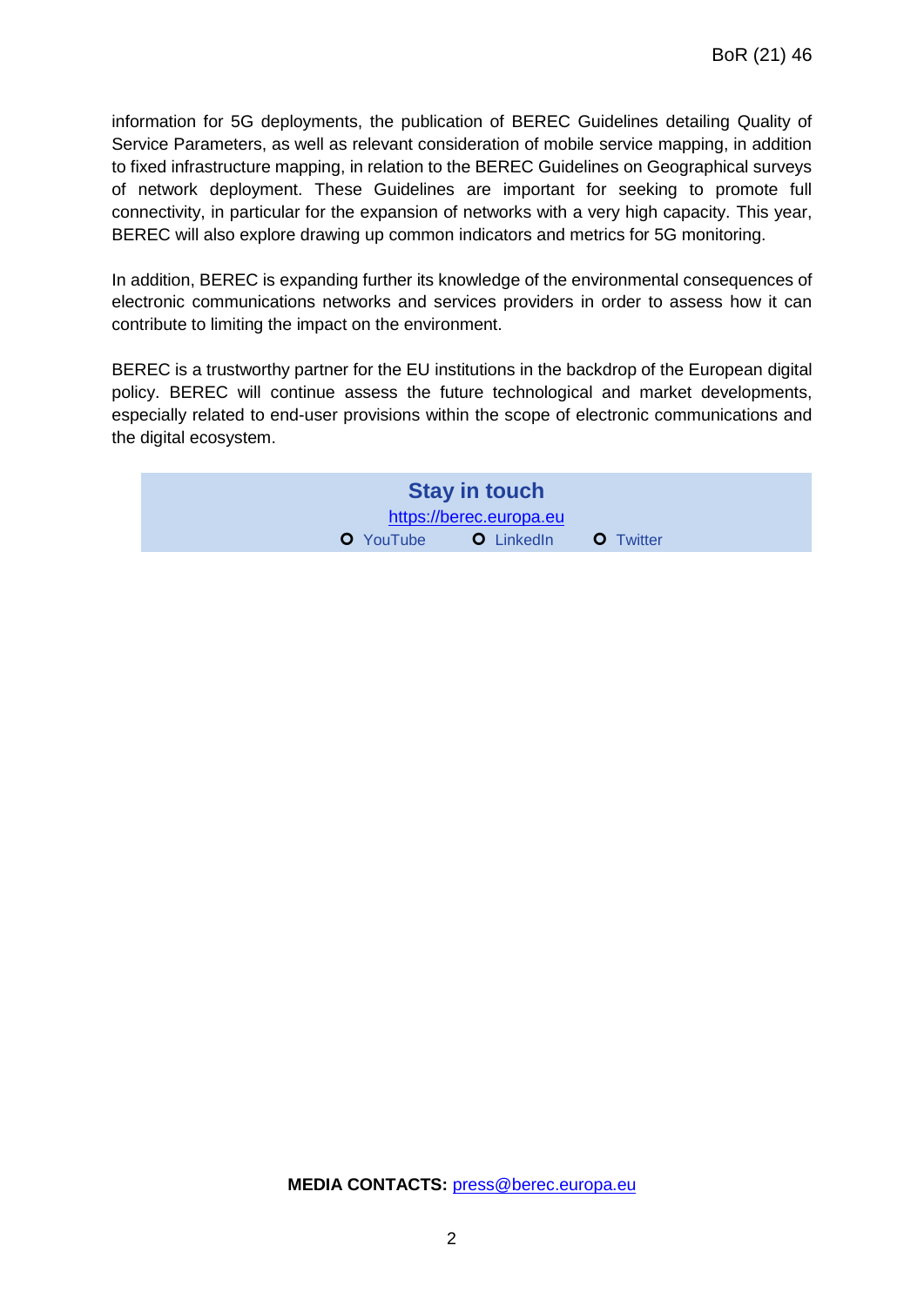information for 5G deployments, the publication of BEREC Guidelines detailing Quality of Service Parameters, as well as relevant consideration of mobile service mapping, in addition to fixed infrastructure mapping, in relation to the BEREC Guidelines on Geographical surveys of network deployment. These Guidelines are important for seeking to promote full connectivity, in particular for the expansion of networks with a very high capacity. This year, BEREC will also explore drawing up common indicators and metrics for 5G monitoring.

In addition, BEREC is expanding further its knowledge of the environmental consequences of electronic communications networks and services providers in order to assess how it can contribute to limiting the impact on the environment.

BEREC is a trustworthy partner for the EU institutions in the backdrop of the European digital policy. BEREC will continue assess the future technological and market developments, especially related to end-user provisions within the scope of electronic communications and the digital ecosystem.

## Stay in touch

https://berec.europa.eu

- YouTube
- LinkedIn
- Twitter

**MEDIA CONTACTS:** press@berec.europa.eu